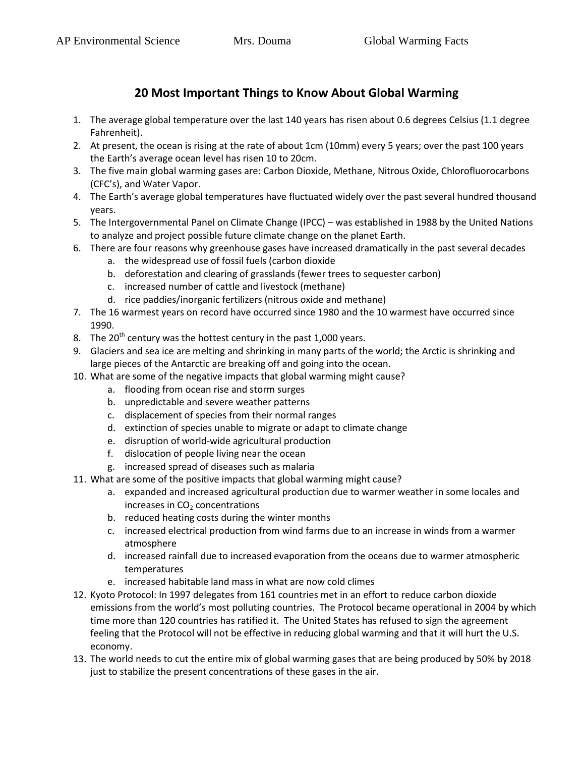AP Environmental Science Mrs. Douma Global Warming Facts

## 20 Most Important Things to Know About Global Warming

1. The average global temperature over the last 140 years has risen about 0.6 degrees Celsius (1.1 degree Fahrenheit).
2. At present, the ocean is rising at the rate of about 1cm (10mm) every 5 years; over the past 100 years the Earth's average ocean level has risen 10 to 20cm.
3. The five main global warming gases are: Carbon Dioxide, Methane, Nitrous Oxide, Chlorofluorocarbons (CFC's), and Water Vapor.
4. The Earth's average global temperatures have fluctuated widely over the past several hundred thousand years.
5. The Intergovernmental Panel on Climate Change (IPCC) – was established in 1988 by the United Nations to analyze and project possible future climate change on the planet Earth.
6. There are four reasons why greenhouse gases have increased dramatically in the past several decades
    a. the widespread use of fossil fuels (carbon dioxide
    b. deforestation and clearing of grasslands (fewer trees to sequester carbon)
    c. increased number of cattle and livestock (methane)
    d. rice paddies/inorganic fertilizers (nitrous oxide and methane)
7. The 16 warmest years on record have occurred since 1980 and the 10 warmest have occurred since 1990.
8. The 20th century was the hottest century in the past 1,000 years.
9. Glaciers and sea ice are melting and shrinking in many parts of the world; the Arctic is shrinking and large pieces of the Antarctic are breaking off and going into the ocean.
10. What are some of the negative impacts that global warming might cause?
    a. flooding from ocean rise and storm surges
    b. unpredictable and severe weather patterns
    c. displacement of species from their normal ranges
    d. extinction of species unable to migrate or adapt to climate change
    e. disruption of world-wide agricultural production
    f. dislocation of people living near the ocean
    g. increased spread of diseases such as malaria
11. What are some of the positive impacts that global warming might cause?
    a. expanded and increased agricultural production due to warmer weather in some locales and increases in $CO_2$ concentrations
    b. reduced heating costs during the winter months
    c. increased electrical production from wind farms due to an increase in winds from a warmer atmosphere
    d. increased rainfall due to increased evaporation from the oceans due to warmer atmospheric temperatures
    e. increased habitable land mass in what are now cold climes
12. Kyoto Protocol: In 1997 delegates from 161 countries met in an effort to reduce carbon dioxide emissions from the world's most polluting countries. The Protocol became operational in 2004 by which time more than 120 countries has ratified it. The United States has refused to sign the agreement feeling that the Protocol will not be effective in reducing global warming and that it will hurt the U.S. economy.
13. The world needs to cut the entire mix of global warming gases that are being produced by 50% by 2018 just to stabilize the present concentrations of these gases in the air.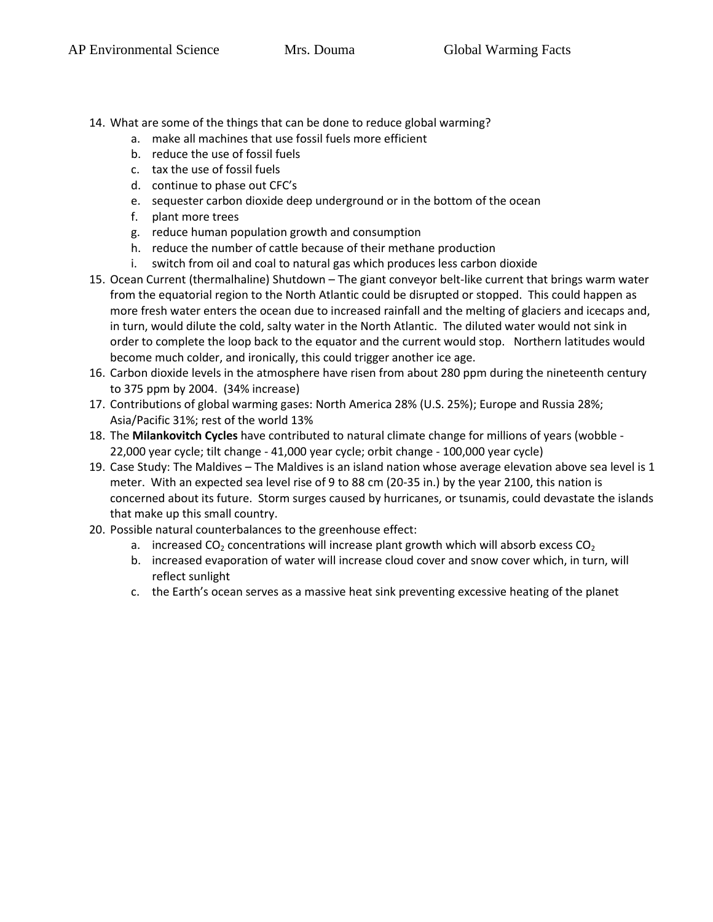14. What are some of the things that can be done to reduce global warming?
    a. make all machines that use fossil fuels more efficient
    b. reduce the use of fossil fuels
    c. tax the use of fossil fuels
    d. continue to phase out CFC's
    e. sequester carbon dioxide deep underground or in the bottom of the ocean
    f. plant more trees
    g. reduce human population growth and consumption
    h. reduce the number of cattle because of their methane production
    i. switch from oil and coal to natural gas which produces less carbon dioxide
15. Ocean Current (thermalhaline) Shutdown – The giant conveyor belt-like current that brings warm water from the equatorial region to the North Atlantic could be disrupted or stopped. This could happen as more fresh water enters the ocean due to increased rainfall and the melting of glaciers and icecaps and, in turn, would dilute the cold, salty water in the North Atlantic. The diluted water would not sink in order to complete the loop back to the equator and the current would stop. Northern latitudes would become much colder, and ironically, this could trigger another ice age.
16. Carbon dioxide levels in the atmosphere have risen from about 280 ppm during the nineteenth century to 375 ppm by 2004. (34% increase)
17. Contributions of global warming gases: North America 28% (U.S. 25%); Europe and Russia 28%; Asia/Pacific 31%; rest of the world 13%
18. The **Milankovitch Cycles** have contributed to natural climate change for millions of years (wobble - 22,000 year cycle; tilt change - 41,000 year cycle; orbit change - 100,000 year cycle)
19. Case Study: The Maldives – The Maldives is an island nation whose average elevation above sea level is 1 meter. With an expected sea level rise of 9 to 88 cm (20-35 in.) by the year 2100, this nation is concerned about its future. Storm surges caused by hurricanes, or tsunamis, could devastate the islands that make up this small country.
20. Possible natural counterbalances to the greenhouse effect:
    a. increased $CO_2$ concentrations will increase plant growth which will absorb excess $CO_2$
    b. increased evaporation of water will increase cloud cover and snow cover which, in turn, will reflect sunlight
    c. the Earth's ocean serves as a massive heat sink preventing excessive heating of the planet